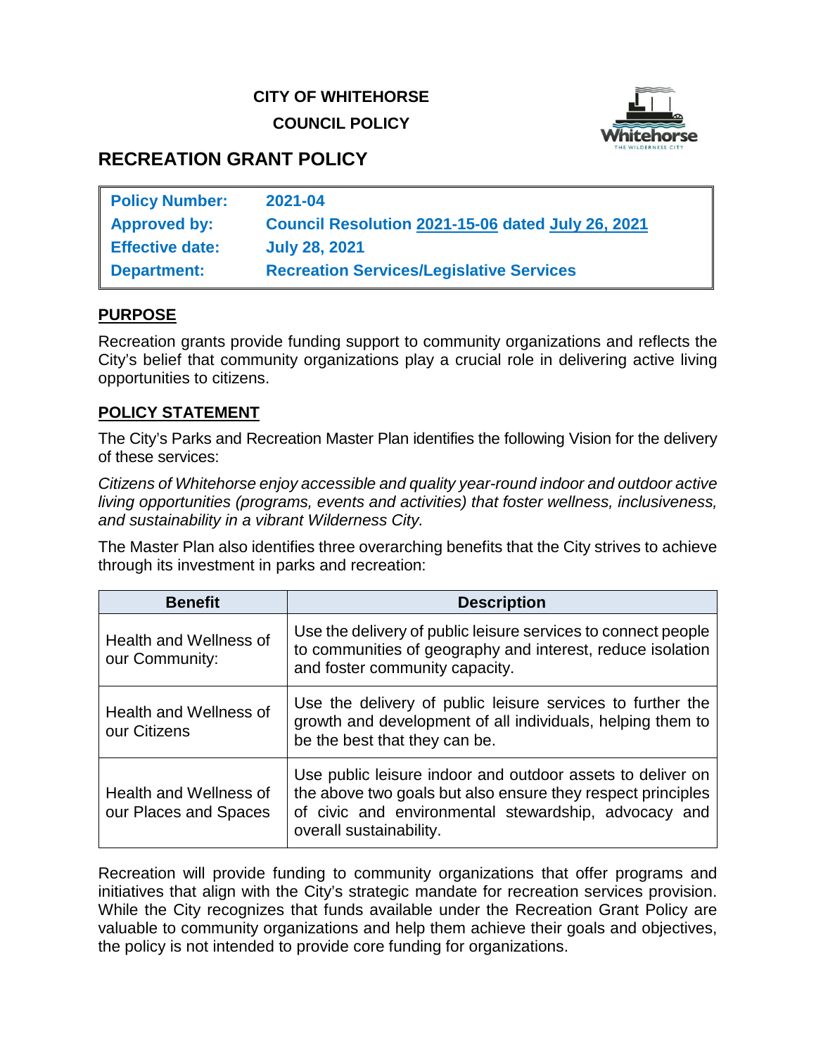**CITY OF WHITEHORSE**

**COUNCIL POLICY**

# RECREATION GRANT POLICY

| | |
|---|---|
| **Policy Number:** | **2021-04** |
| **Approved by:** | **Council Resolution 2021-15-06 dated July 26, 2021** |
| **Effective date:** | **July 28, 2021** |
| **Department:** | **Recreation Services/Legislative Services** |

## PURPOSE

Recreation grants provide funding support to community organizations and reflects the City's belief that community organizations play a crucial role in delivering active living opportunities to citizens.

## POLICY STATEMENT

The City's Parks and Recreation Master Plan identifies the following Vision for the delivery of these services:

*Citizens of Whitehorse enjoy accessible and quality year-round indoor and outdoor active living opportunities (programs, events and activities) that foster wellness, inclusiveness, and sustainability in a vibrant Wilderness City.*

The Master Plan also identifies three overarching benefits that the City strives to achieve through its investment in parks and recreation:

| Benefit | Description |
|---|---|
| Health and Wellness of our Community: | Use the delivery of public leisure services to connect people to communities of geography and interest, reduce isolation and foster community capacity. |
| Health and Wellness of our Citizens | Use the delivery of public leisure services to further the growth and development of all individuals, helping them to be the best that they can be. |
| Health and Wellness of our Places and Spaces | Use public leisure indoor and outdoor assets to deliver on the above two goals but also ensure they respect principles of civic and environmental stewardship, advocacy and overall sustainability. |

Recreation will provide funding to community organizations that offer programs and initiatives that align with the City's strategic mandate for recreation services provision. While the City recognizes that funds available under the Recreation Grant Policy are valuable to community organizations and help them achieve their goals and objectives, the policy is not intended to provide core funding for organizations.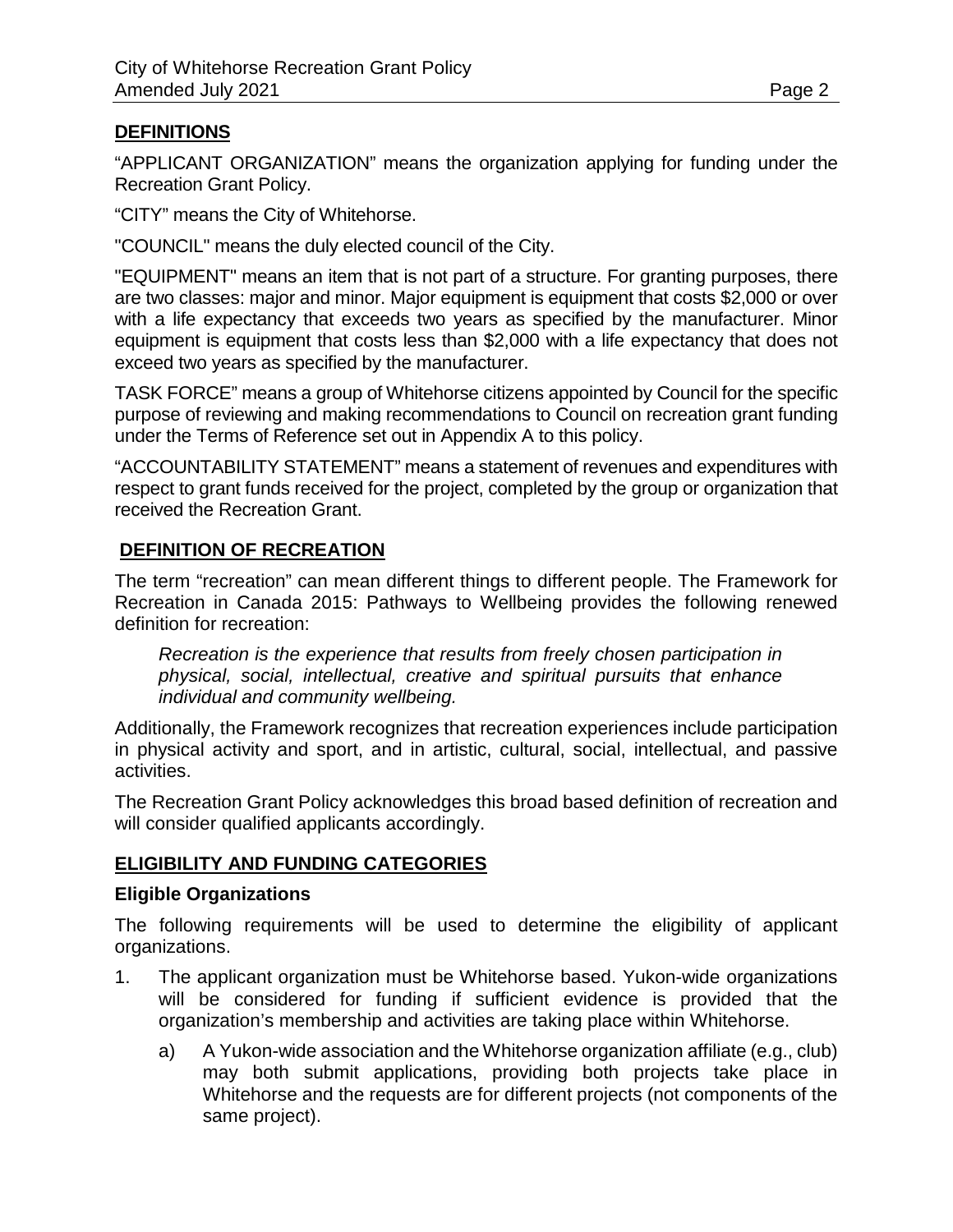## DEFINITIONS

“APPLICANT ORGANIZATION” means the organization applying for funding under the Recreation Grant Policy.

“CITY” means the City of Whitehorse.

"COUNCIL" means the duly elected council of the City.

"EQUIPMENT" means an item that is not part of a structure. For granting purposes, there are two classes: major and minor. Major equipment is equipment that costs $2,000 or over with a life expectancy that exceeds two years as specified by the manufacturer. Minor equipment is equipment that costs less than $2,000 with a life expectancy that does not exceed two years as specified by the manufacturer.

TASK FORCE” means a group of Whitehorse citizens appointed by Council for the specific purpose of reviewing and making recommendations to Council on recreation grant funding under the Terms of Reference set out in Appendix A to this policy.

“ACCOUNTABILITY STATEMENT” means a statement of revenues and expenditures with respect to grant funds received for the project, completed by the group or organization that received the Recreation Grant.

## DEFINITION OF RECREATION

The term “recreation” can mean different things to different people. The Framework for Recreation in Canada 2015: Pathways to Wellbeing provides the following renewed definition for recreation:

> *Recreation is the experience that results from freely chosen participation in physical, social, intellectual, creative and spiritual pursuits that enhance individual and community wellbeing.*

Additionally, the Framework recognizes that recreation experiences include participation in physical activity and sport, and in artistic, cultural, social, intellectual, and passive activities.

The Recreation Grant Policy acknowledges this broad based definition of recreation and will consider qualified applicants accordingly.

## ELIGIBILITY AND FUNDING CATEGORIES

### Eligible Organizations

The following requirements will be used to determine the eligibility of applicant organizations.

1. The applicant organization must be Whitehorse based. Yukon-wide organizations will be considered for funding if sufficient evidence is provided that the organization’s membership and activities are taking place within Whitehorse.

   a) A Yukon-wide association and the Whitehorse organization affiliate (e.g., club) may both submit applications, providing both projects take place in Whitehorse and the requests are for different projects (not components of the same project).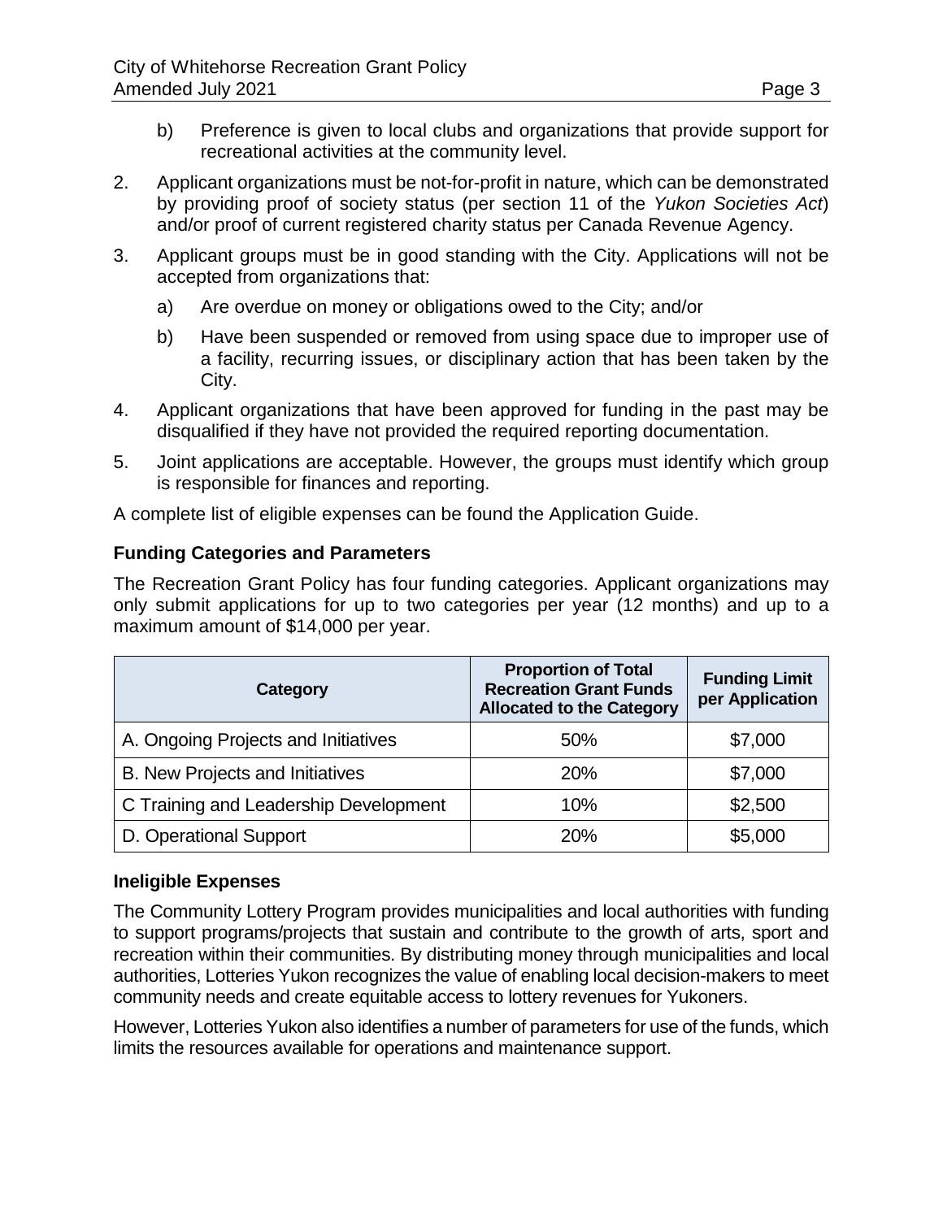b) Preference is given to local clubs and organizations that provide support for recreational activities at the community level.

2. Applicant organizations must be not-for-profit in nature, which can be demonstrated by providing proof of society status (per section 11 of the *Yukon Societies Act*) and/or proof of current registered charity status per Canada Revenue Agency.

3. Applicant groups must be in good standing with the City. Applications will not be accepted from organizations that:

   a) Are overdue on money or obligations owed to the City; and/or

   b) Have been suspended or removed from using space due to improper use of a facility, recurring issues, or disciplinary action that has been taken by the City.

4. Applicant organizations that have been approved for funding in the past may be disqualified if they have not provided the required reporting documentation.

5. Joint applications are acceptable. However, the groups must identify which group is responsible for finances and reporting.

A complete list of eligible expenses can be found the Application Guide.

### Funding Categories and Parameters

The Recreation Grant Policy has four funding categories. Applicant organizations may only submit applications for up to two categories per year (12 months) and up to a maximum amount of $14,000 per year.

| Category | Proportion of Total Recreation Grant Funds Allocated to the Category | Funding Limit per Application |
|---|---|---|
| A. Ongoing Projects and Initiatives | 50% | $7,000 |
| B. New Projects and Initiatives | 20% | $7,000 |
| C Training and Leadership Development | 10% | $2,500 |
| D. Operational Support | 20% | $5,000 |

### Ineligible Expenses

The Community Lottery Program provides municipalities and local authorities with funding to support programs/projects that sustain and contribute to the growth of arts, sport and recreation within their communities. By distributing money through municipalities and local authorities, Lotteries Yukon recognizes the value of enabling local decision-makers to meet community needs and create equitable access to lottery revenues for Yukoners.

However, Lotteries Yukon also identifies a number of parameters for use of the funds, which limits the resources available for operations and maintenance support.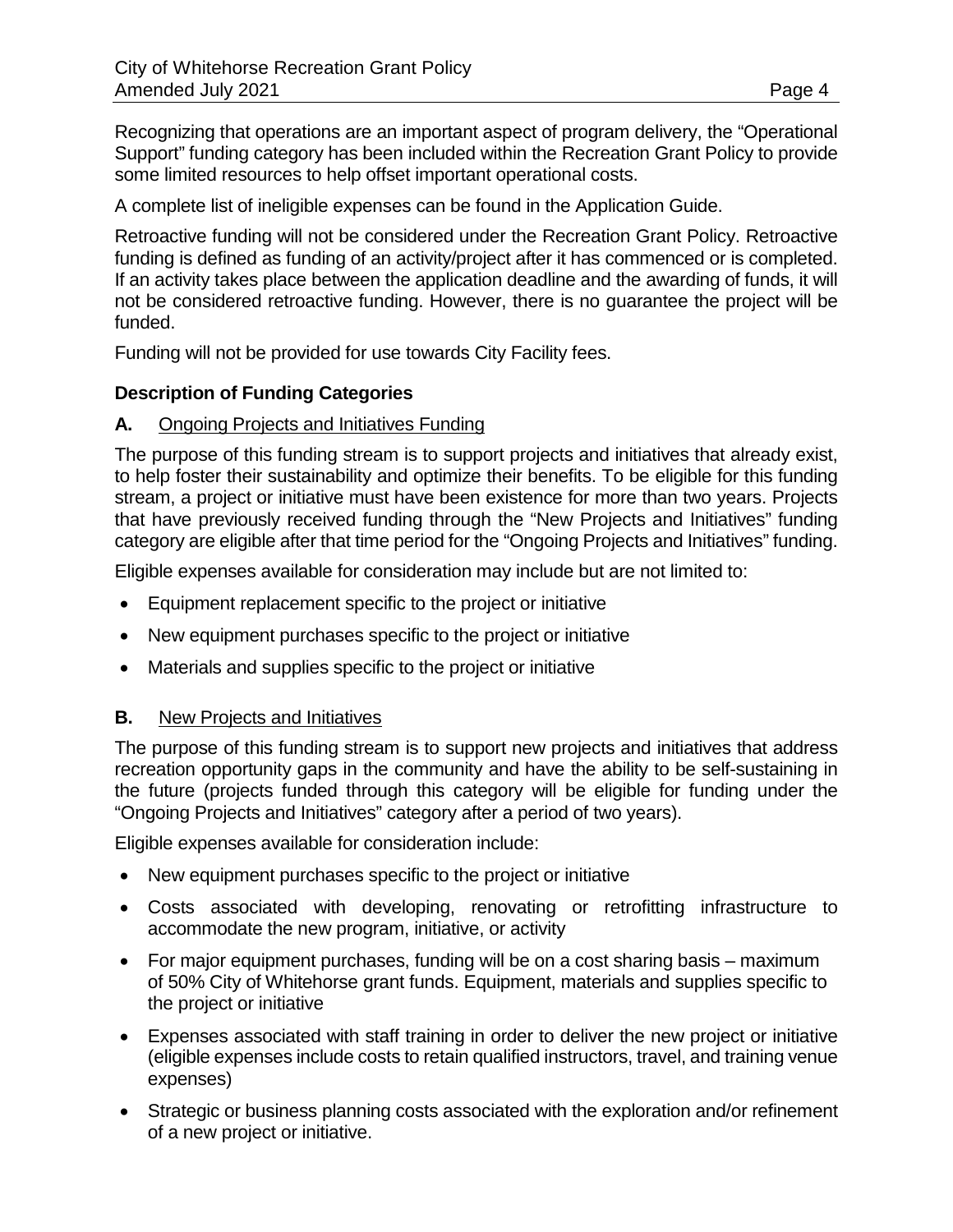Recognizing that operations are an important aspect of program delivery, the "Operational Support" funding category has been included within the Recreation Grant Policy to provide some limited resources to help offset important operational costs.

A complete list of ineligible expenses can be found in the Application Guide.

Retroactive funding will not be considered under the Recreation Grant Policy. Retroactive funding is defined as funding of an activity/project after it has commenced or is completed. If an activity takes place between the application deadline and the awarding of funds, it will not be considered retroactive funding. However, there is no guarantee the project will be funded.

Funding will not be provided for use towards City Facility fees.

**Description of Funding Categories**

**A.** <u>Ongoing Projects and Initiatives Funding</u>

The purpose of this funding stream is to support projects and initiatives that already exist, to help foster their sustainability and optimize their benefits. To be eligible for this funding stream, a project or initiative must have been existence for more than two years. Projects that have previously received funding through the "New Projects and Initiatives" funding category are eligible after that time period for the "Ongoing Projects and Initiatives" funding.

Eligible expenses available for consideration may include but are not limited to:

- Equipment replacement specific to the project or initiative
- New equipment purchases specific to the project or initiative
- Materials and supplies specific to the project or initiative

**B.** <u>New Projects and Initiatives</u>

The purpose of this funding stream is to support new projects and initiatives that address recreation opportunity gaps in the community and have the ability to be self-sustaining in the future (projects funded through this category will be eligible for funding under the "Ongoing Projects and Initiatives" category after a period of two years).

Eligible expenses available for consideration include:

- New equipment purchases specific to the project or initiative
- Costs associated with developing, renovating or retrofitting infrastructure to accommodate the new program, initiative, or activity
- For major equipment purchases, funding will be on a cost sharing basis – maximum of 50% City of Whitehorse grant funds. Equipment, materials and supplies specific to the project or initiative
- Expenses associated with staff training in order to deliver the new project or initiative (eligible expenses include costs to retain qualified instructors, travel, and training venue expenses)
- Strategic or business planning costs associated with the exploration and/or refinement of a new project or initiative.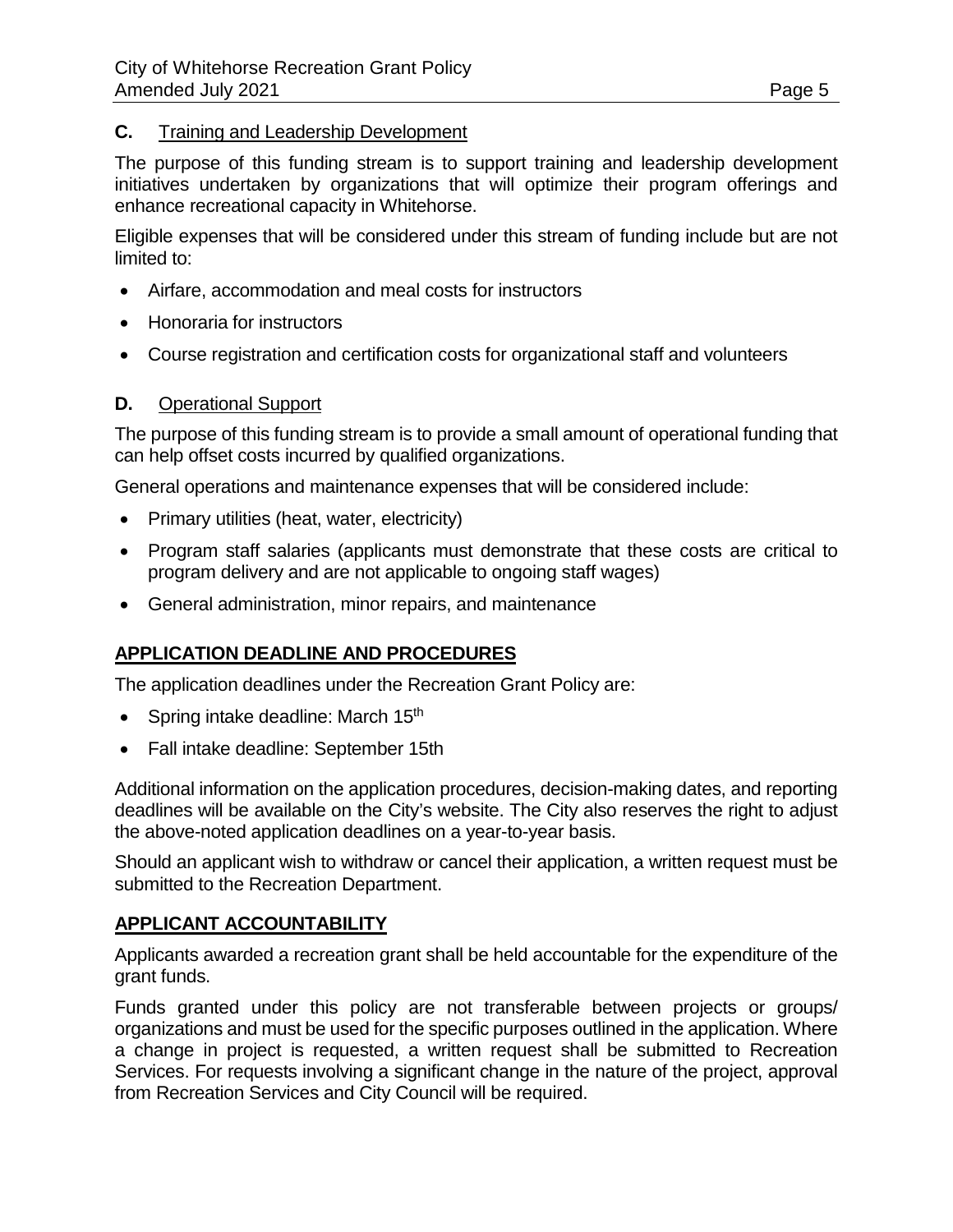### C. Training and Leadership Development

The purpose of this funding stream is to support training and leadership development initiatives undertaken by organizations that will optimize their program offerings and enhance recreational capacity in Whitehorse.

Eligible expenses that will be considered under this stream of funding include but are not limited to:

- Airfare, accommodation and meal costs for instructors
- Honoraria for instructors
- Course registration and certification costs for organizational staff and volunteers

### D. Operational Support

The purpose of this funding stream is to provide a small amount of operational funding that can help offset costs incurred by qualified organizations.

General operations and maintenance expenses that will be considered include:

- Primary utilities (heat, water, electricity)
- Program staff salaries (applicants must demonstrate that these costs are critical to program delivery and are not applicable to ongoing staff wages)
- General administration, minor repairs, and maintenance

## APPLICATION DEADLINE AND PROCEDURES

The application deadlines under the Recreation Grant Policy are:

- Spring intake deadline: March 15th
- Fall intake deadline: September 15th

Additional information on the application procedures, decision-making dates, and reporting deadlines will be available on the City's website. The City also reserves the right to adjust the above-noted application deadlines on a year-to-year basis.

Should an applicant wish to withdraw or cancel their application, a written request must be submitted to the Recreation Department.

## APPLICANT ACCOUNTABILITY

Applicants awarded a recreation grant shall be held accountable for the expenditure of the grant funds.

Funds granted under this policy are not transferable between projects or groups/ organizations and must be used for the specific purposes outlined in the application. Where a change in project is requested, a written request shall be submitted to Recreation Services. For requests involving a significant change in the nature of the project, approval from Recreation Services and City Council will be required.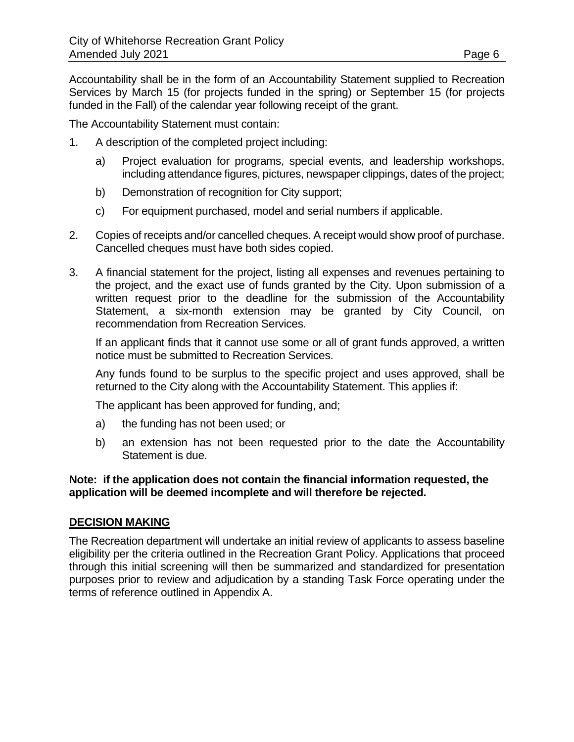Accountability shall be in the form of an Accountability Statement supplied to Recreation Services by March 15 (for projects funded in the spring) or September 15 (for projects funded in the Fall) of the calendar year following receipt of the grant.

The Accountability Statement must contain:

1. A description of the completed project including:
    a) Project evaluation for programs, special events, and leadership workshops, including attendance figures, pictures, newspaper clippings, dates of the project;
    b) Demonstration of recognition for City support;
    c) For equipment purchased, model and serial numbers if applicable.
2. Copies of receipts and/or cancelled cheques. A receipt would show proof of purchase. Cancelled cheques must have both sides copied.
3. A financial statement for the project, listing all expenses and revenues pertaining to the project, and the exact use of funds granted by the City. Upon submission of a written request prior to the deadline for the submission of the Accountability Statement, a six-month extension may be granted by City Council, on recommendation from Recreation Services.

    If an applicant finds that it cannot use some or all of grant funds approved, a written notice must be submitted to Recreation Services.

    Any funds found to be surplus to the specific project and uses approved, shall be returned to the City along with the Accountability Statement. This applies if:

    The applicant has been approved for funding, and;

    a) the funding has not been used; or
    b) an extension has not been requested prior to the date the Accountability Statement is due.

**Note: if the application does not contain the financial information requested, the application will be deemed incomplete and will therefore be rejected.**

## DECISION MAKING

The Recreation department will undertake an initial review of applicants to assess baseline eligibility per the criteria outlined in the Recreation Grant Policy. Applications that proceed through this initial screening will then be summarized and standardized for presentation purposes prior to review and adjudication by a standing Task Force operating under the terms of reference outlined in Appendix A.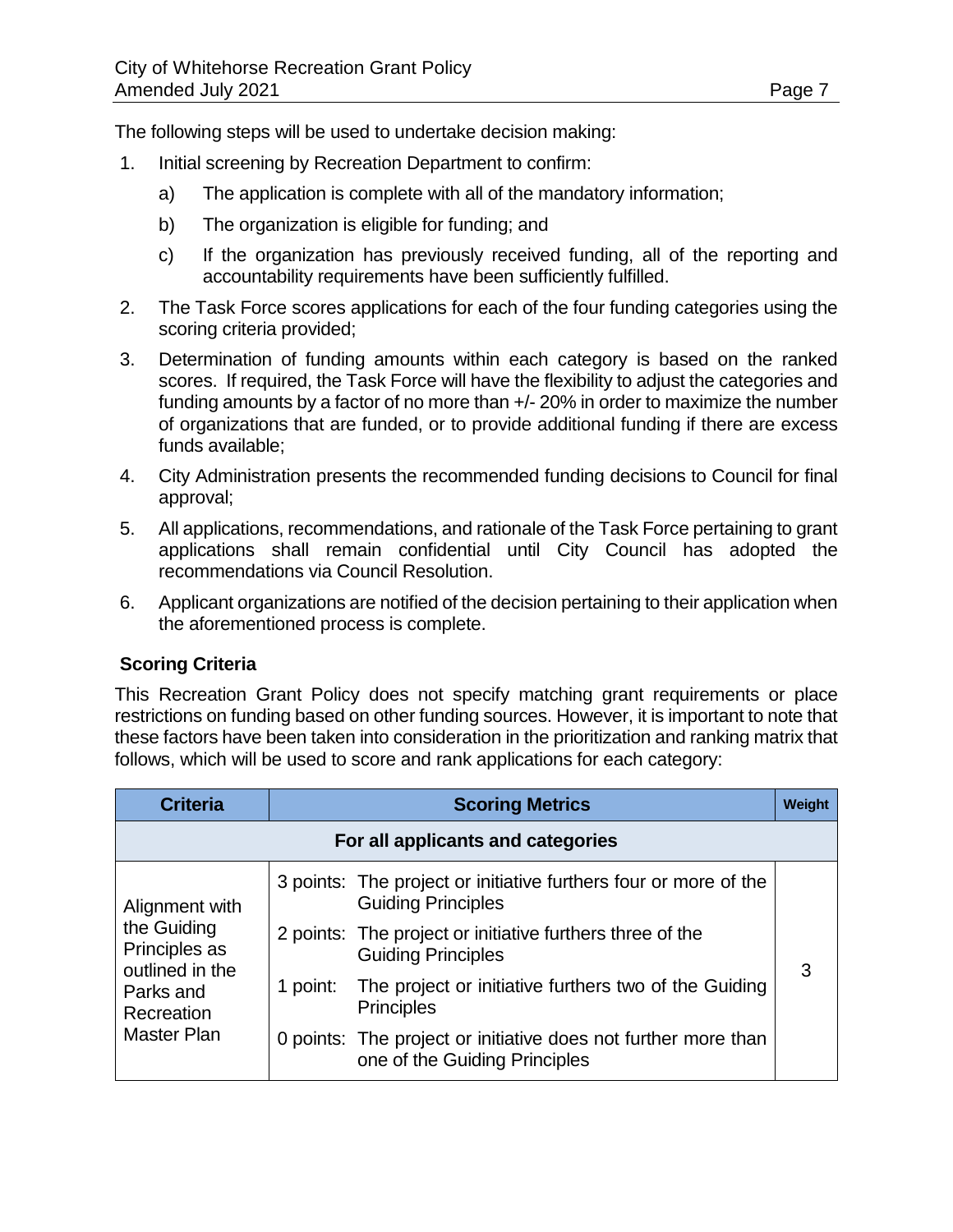The following steps will be used to undertake decision making:

1. Initial screening by Recreation Department to confirm:
   a) The application is complete with all of the mandatory information;
   b) The organization is eligible for funding; and
   c) If the organization has previously received funding, all of the reporting and accountability requirements have been sufficiently fulfilled.
2. The Task Force scores applications for each of the four funding categories using the scoring criteria provided;
3. Determination of funding amounts within each category is based on the ranked scores. If required, the Task Force will have the flexibility to adjust the categories and funding amounts by a factor of no more than +/- 20% in order to maximize the number of organizations that are funded, or to provide additional funding if there are excess funds available;
4. City Administration presents the recommended funding decisions to Council for final approval;
5. All applications, recommendations, and rationale of the Task Force pertaining to grant applications shall remain confidential until City Council has adopted the recommendations via Council Resolution.
6. Applicant organizations are notified of the decision pertaining to their application when the aforementioned process is complete.

### Scoring Criteria

This Recreation Grant Policy does not specify matching grant requirements or place restrictions on funding based on other funding sources. However, it is important to note that these factors have been taken into consideration in the prioritization and ranking matrix that follows, which will be used to score and rank applications for each category:

| Criteria | Scoring Metrics | Weight |
|---|---|---|
| **For all applicants and categories** | | |
| Alignment with the Guiding Principles as outlined in the Parks and Recreation Master Plan | 3 points: The project or initiative furthers four or more of the Guiding Principles<br>2 points: The project or initiative furthers three of the Guiding Principles<br>1 point: The project or initiative furthers two of the Guiding Principles<br>0 points: The project or initiative does not further more than one of the Guiding Principles | 3 |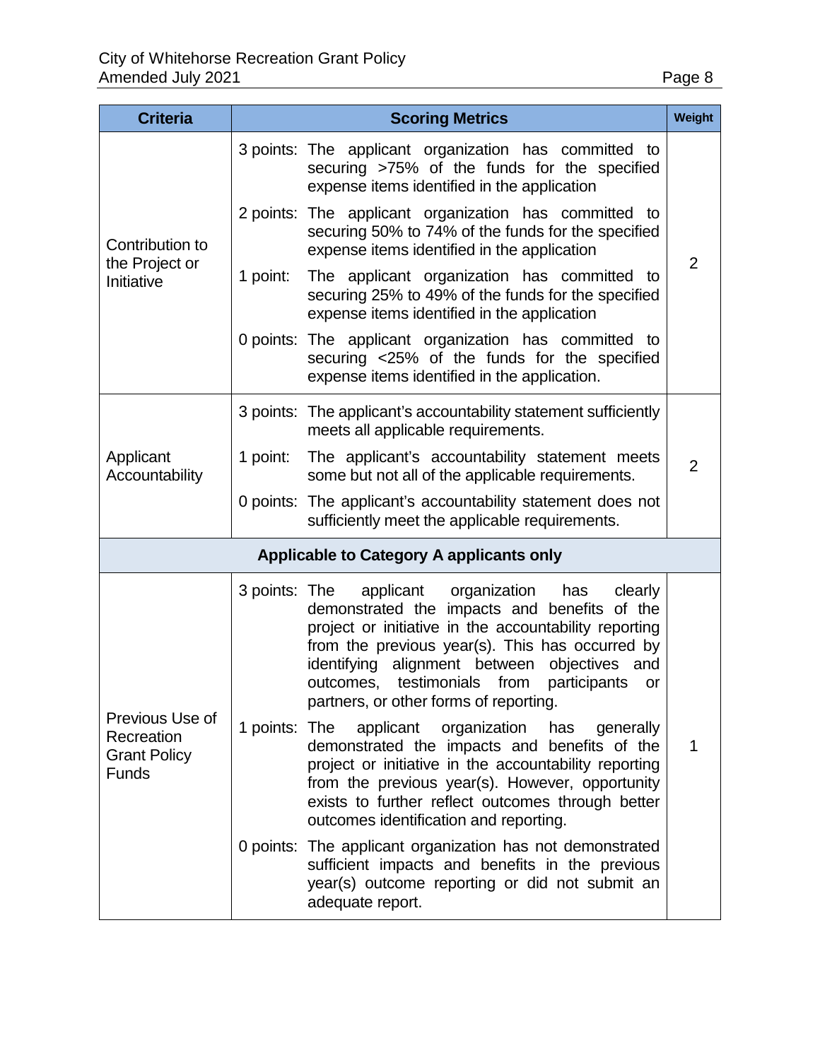| Criteria | Scoring Metrics | Weight |
|---|---|---|
| Contribution to the Project or Initiative | 3 points: The applicant organization has committed to securing >75% of the funds for the specified expense items identified in the application<br>2 points: The applicant organization has committed to securing 50% to 74% of the funds for the specified expense items identified in the application<br>1 point: The applicant organization has committed to securing 25% to 49% of the funds for the specified expense items identified in the application<br>0 points: The applicant organization has committed to securing <25% of the funds for the specified expense items identified in the application. | 2 |
| Applicant Accountability | 3 points: The applicant's accountability statement sufficiently meets all applicable requirements.<br>1 point: The applicant's accountability statement meets some but not all of the applicable requirements.<br>0 points: The applicant's accountability statement does not sufficiently meet the applicable requirements. | 2 |
| **Applicable to Category A applicants only** | | |
| Previous Use of Recreation Grant Policy Funds | 3 points: The applicant organization has clearly demonstrated the impacts and benefits of the project or initiative in the accountability reporting from the previous year(s). This has occurred by identifying alignment between objectives and outcomes, testimonials from participants or partners, or other forms of reporting.<br>1 points: The applicant organization has generally demonstrated the impacts and benefits of the project or initiative in the accountability reporting from the previous year(s). However, opportunity exists to further reflect outcomes through better outcomes identification and reporting.<br>0 points: The applicant organization has not demonstrated sufficient impacts and benefits in the previous year(s) outcome reporting or did not submit an adequate report. | 1 |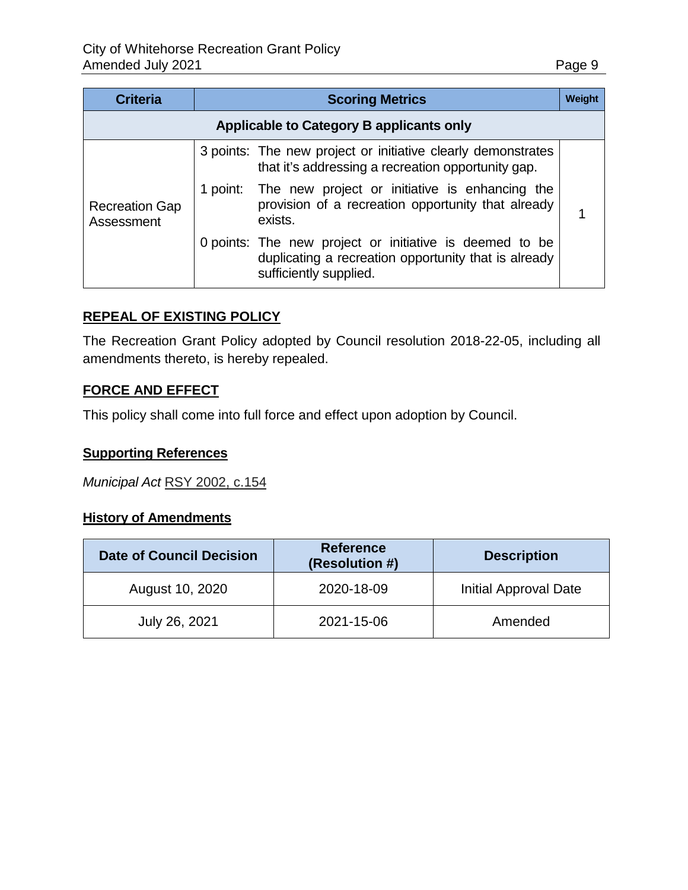| Criteria | Scoring Metrics | Weight |
|---|---|---|
| **Applicable to Category B applicants only** | | |
| Recreation Gap Assessment | 3 points: The new project or initiative clearly demonstrates that it's addressing a recreation opportunity gap.<br>1 point: The new project or initiative is enhancing the provision of a recreation opportunity that already exists.<br>0 points: The new project or initiative is deemed to be duplicating a recreation opportunity that is already sufficiently supplied. | 1 |

## REPEAL OF EXISTING POLICY

The Recreation Grant Policy adopted by Council resolution 2018-22-05, including all amendments thereto, is hereby repealed.

## FORCE AND EFFECT

This policy shall come into full force and effect upon adoption by Council.

## Supporting References

*Municipal Act* RSY 2002, c.154

## History of Amendments

| Date of Council Decision | Reference (Resolution #) | Description |
|---|---|---|
| August 10, 2020 | 2020-18-09 | Initial Approval Date |
| July 26, 2021 | 2021-15-06 | Amended |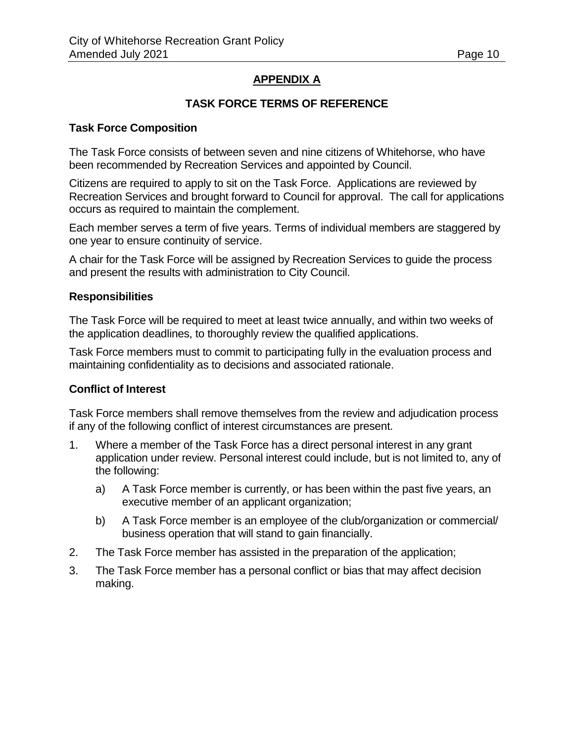## APPENDIX A

### TASK FORCE TERMS OF REFERENCE

**Task Force Composition**

The Task Force consists of between seven and nine citizens of Whitehorse, who have been recommended by Recreation Services and appointed by Council.

Citizens are required to apply to sit on the Task Force. Applications are reviewed by Recreation Services and brought forward to Council for approval. The call for applications occurs as required to maintain the complement.

Each member serves a term of five years. Terms of individual members are staggered by one year to ensure continuity of service.

A chair for the Task Force will be assigned by Recreation Services to guide the process and present the results with administration to City Council.

**Responsibilities**

The Task Force will be required to meet at least twice annually, and within two weeks of the application deadlines, to thoroughly review the qualified applications.

Task Force members must to commit to participating fully in the evaluation process and maintaining confidentiality as to decisions and associated rationale.

**Conflict of Interest**

Task Force members shall remove themselves from the review and adjudication process if any of the following conflict of interest circumstances are present.

1. Where a member of the Task Force has a direct personal interest in any grant application under review. Personal interest could include, but is not limited to, any of the following:
   a) A Task Force member is currently, or has been within the past five years, an executive member of an applicant organization;
   b) A Task Force member is an employee of the club/organization or commercial/ business operation that will stand to gain financially.
2. The Task Force member has assisted in the preparation of the application;
3. The Task Force member has a personal conflict or bias that may affect decision making.